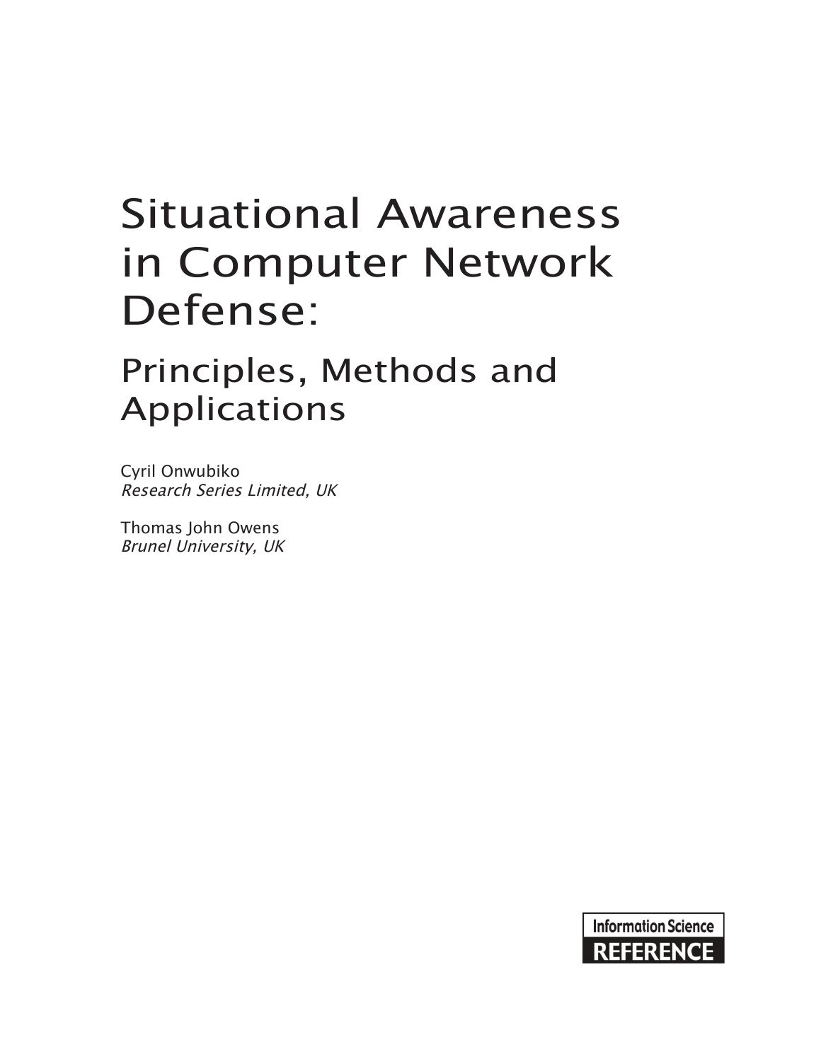# Situational Awareness in Computer Network Defense:

## Principles, Methods and Applications

Cyril Onwubiko
*Research Series Limited, UK*

Thomas John Owens
*Brunel University, UK*

Information Science
**REFERENCE**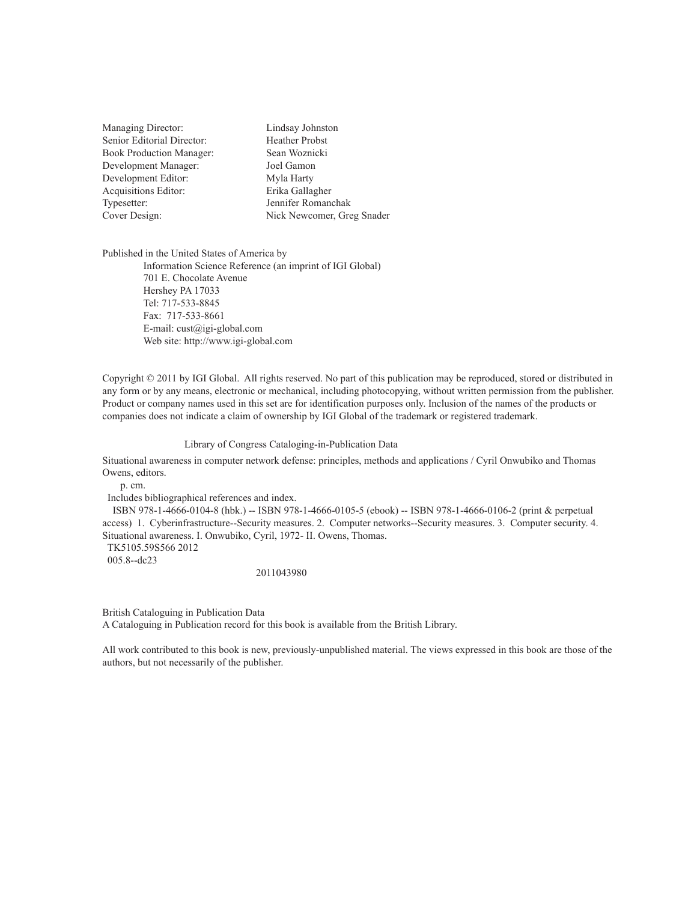| | |
|---|---|
| Managing Director: | Lindsay Johnston |
| Senior Editorial Director: | Heather Probst |
| Book Production Manager: | Sean Woznicki |
| Development Manager: | Joel Gamon |
| Development Editor: | Myla Harty |
| Acquisitions Editor: | Erika Gallagher |
| Typesetter: | Jennifer Romanchak |
| Cover Design: | Nick Newcomer, Greg Snader |

Published in the United States of America by
Information Science Reference (an imprint of IGI Global)
701 E. Chocolate Avenue
Hershey PA 17033
Tel: 717-533-8845
Fax: 717-533-8661
E-mail: cust@igi-global.com
Web site: http://www.igi-global.com

Copyright © 2011 by IGI Global. All rights reserved. No part of this publication may be reproduced, stored or distributed in any form or by any means, electronic or mechanical, including photocopying, without written permission from the publisher. Product or company names used in this set are for identification purposes only. Inclusion of the names of the products or companies does not indicate a claim of ownership by IGI Global of the trademark or registered trademark.

Library of Congress Cataloging-in-Publication Data

Situational awareness in computer network defense: principles, methods and applications / Cyril Onwubiko and Thomas Owens, editors.
p. cm.
Includes bibliographical references and index.
ISBN 978-1-4666-0104-8 (hbk.) -- ISBN 978-1-4666-0105-5 (ebook) -- ISBN 978-1-4666-0106-2 (print & perpetual access) 1. Cyberinfrastructure--Security measures. 2. Computer networks--Security measures. 3. Computer security. 4. Situational awareness. I. Onwubiko, Cyril, 1972- II. Owens, Thomas.
TK5105.59S566 2012
005.8--dc23

2011043980

British Cataloguing in Publication Data
A Cataloguing in Publication record for this book is available from the British Library.

All work contributed to this book is new, previously-unpublished material. The views expressed in this book are those of the authors, but not necessarily of the publisher.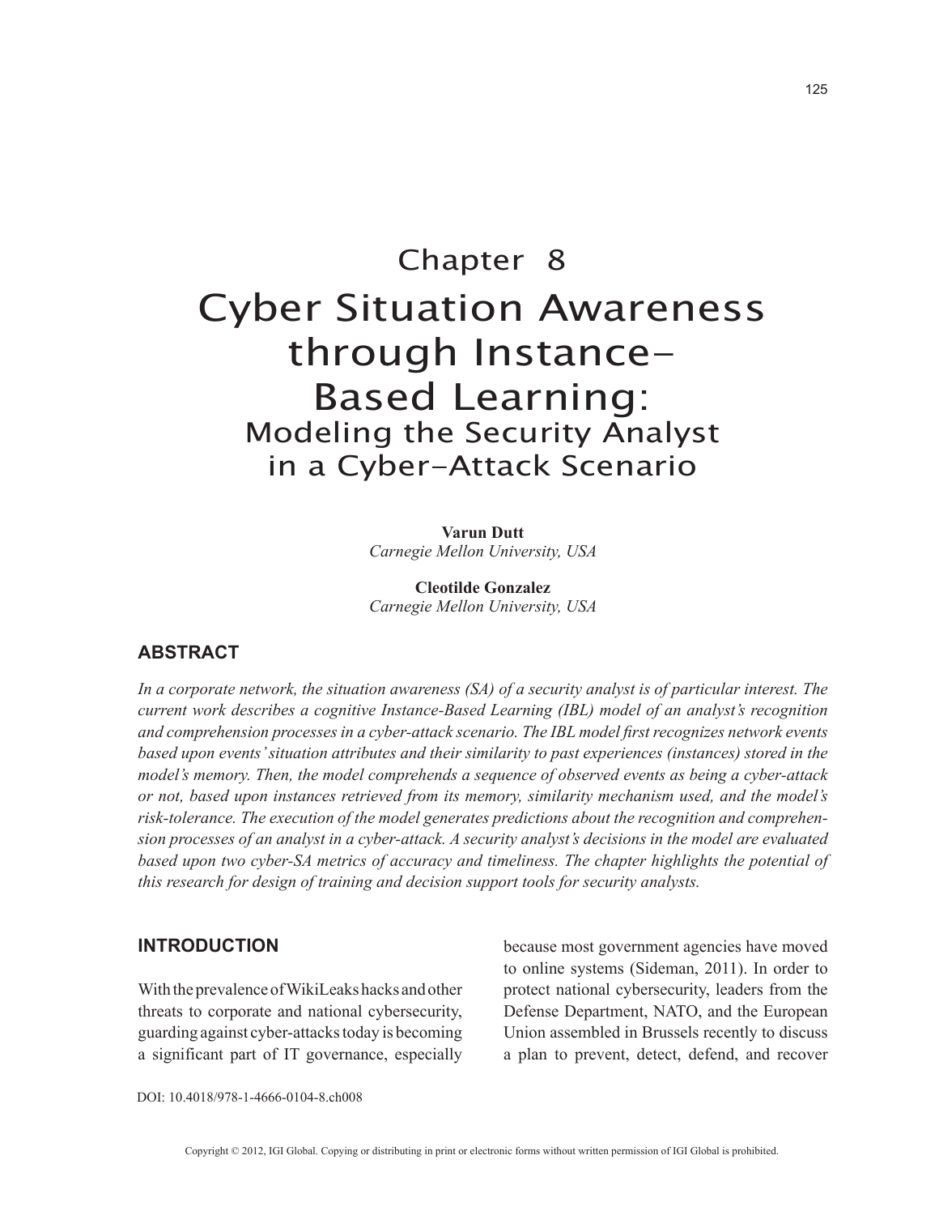# Chapter 8

# Cyber Situation Awareness through Instance-Based Learning:

## Modeling the Security Analyst in a Cyber-Attack Scenario

**Varun Dutt**
*Carnegie Mellon University, USA*

**Cleotilde Gonzalez**
*Carnegie Mellon University, USA*

## ABSTRACT

*In a corporate network, the situation awareness (SA) of a security analyst is of particular interest. The current work describes a cognitive Instance-Based Learning (IBL) model of an analyst's recognition and comprehension processes in a cyber-attack scenario. The IBL model first recognizes network events based upon events' situation attributes and their similarity to past experiences (instances) stored in the model's memory. Then, the model comprehends a sequence of observed events as being a cyber-attack or not, based upon instances retrieved from its memory, similarity mechanism used, and the model's risk-tolerance. The execution of the model generates predictions about the recognition and comprehension processes of an analyst in a cyber-attack. A security analyst's decisions in the model are evaluated based upon two cyber-SA metrics of accuracy and timeliness. The chapter highlights the potential of this research for design of training and decision support tools for security analysts.*

## INTRODUCTION

With the prevalence of WikiLeaks hacks and other threats to corporate and national cybersecurity, guarding against cyber-attacks today is becoming a significant part of IT governance, especially because most government agencies have moved to online systems (Sideman, 2011). In order to protect national cybersecurity, leaders from the Defense Department, NATO, and the European Union assembled in Brussels recently to discuss a plan to prevent, detect, defend, and recover

DOI: 10.4018/978-1-4666-0104-8.ch008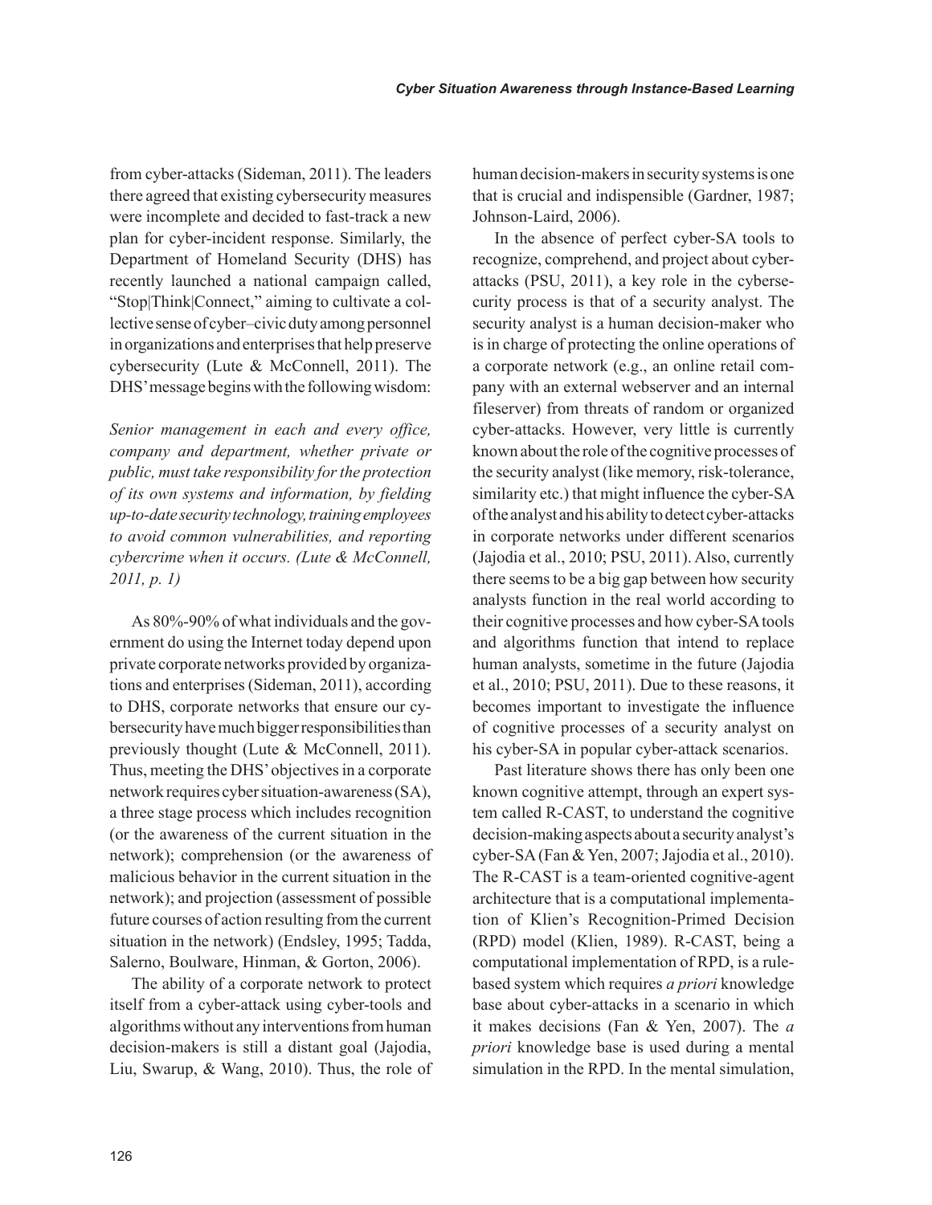from cyber-attacks (Sideman, 2011). The leaders there agreed that existing cybersecurity measures were incomplete and decided to fast-track a new plan for cyber-incident response. Similarly, the Department of Homeland Security (DHS) has recently launched a national campaign called, "Stop|Think|Connect," aiming to cultivate a collective sense of cyber–civic duty among personnel in organizations and enterprises that help preserve cybersecurity (Lute & McConnell, 2011). The DHS' message begins with the following wisdom:

*Senior management in each and every office, company and department, whether private or public, must take responsibility for the protection of its own systems and information, by fielding up-to-date security technology, training employees to avoid common vulnerabilities, and reporting cybercrime when it occurs. (Lute & McConnell, 2011, p. 1)*

As 80%-90% of what individuals and the government do using the Internet today depend upon private corporate networks provided by organizations and enterprises (Sideman, 2011), according to DHS, corporate networks that ensure our cybersecurity have much bigger responsibilities than previously thought (Lute & McConnell, 2011). Thus, meeting the DHS' objectives in a corporate network requires cyber situation-awareness (SA), a three stage process which includes recognition (or the awareness of the current situation in the network); comprehension (or the awareness of malicious behavior in the current situation in the network); and projection (assessment of possible future courses of action resulting from the current situation in the network) (Endsley, 1995; Tadda, Salerno, Boulware, Hinman, & Gorton, 2006).

The ability of a corporate network to protect itself from a cyber-attack using cyber-tools and algorithms without any interventions from human decision-makers is still a distant goal (Jajodia, Liu, Swarup, & Wang, 2010). Thus, the role of human decision-makers in security systems is one that is crucial and indispensible (Gardner, 1987; Johnson-Laird, 2006).

In the absence of perfect cyber-SA tools to recognize, comprehend, and project about cyber-attacks (PSU, 2011), a key role in the cybersecurity process is that of a security analyst. The security analyst is a human decision-maker who is in charge of protecting the online operations of a corporate network (e.g., an online retail company with an external webserver and an internal fileserver) from threats of random or organized cyber-attacks. However, very little is currently known about the role of the cognitive processes of the security analyst (like memory, risk-tolerance, similarity etc.) that might influence the cyber-SA of the analyst and his ability to detect cyber-attacks in corporate networks under different scenarios (Jajodia et al., 2010; PSU, 2011). Also, currently there seems to be a big gap between how security analysts function in the real world according to their cognitive processes and how cyber-SA tools and algorithms function that intend to replace human analysts, sometime in the future (Jajodia et al., 2010; PSU, 2011). Due to these reasons, it becomes important to investigate the influence of cognitive processes of a security analyst on his cyber-SA in popular cyber-attack scenarios.

Past literature shows there has only been one known cognitive attempt, through an expert system called R-CAST, to understand the cognitive decision-making aspects about a security analyst's cyber-SA (Fan & Yen, 2007; Jajodia et al., 2010). The R-CAST is a team-oriented cognitive-agent architecture that is a computational implementation of Klien's Recognition-Primed Decision (RPD) model (Klien, 1989). R-CAST, being a computational implementation of RPD, is a rule-based system which requires *a priori* knowledge base about cyber-attacks in a scenario in which it makes decisions (Fan & Yen, 2007). The *a priori* knowledge base is used during a mental simulation in the RPD. In the mental simulation,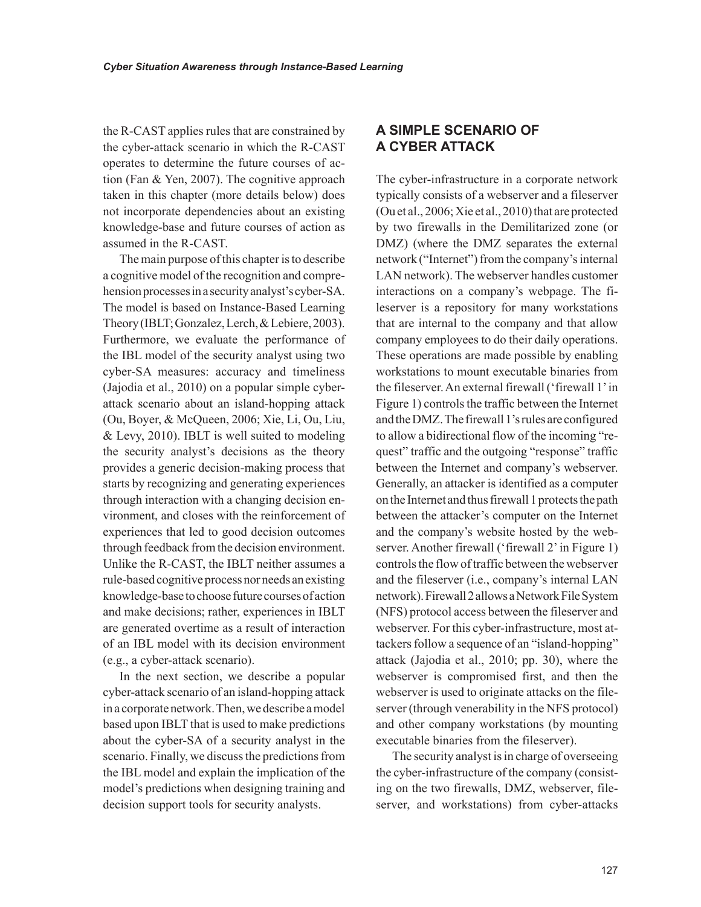the R-CAST applies rules that are constrained by the cyber-attack scenario in which the R-CAST operates to determine the future courses of action (Fan & Yen, 2007). The cognitive approach taken in this chapter (more details below) does not incorporate dependencies about an existing knowledge-base and future courses of action as assumed in the R-CAST.

The main purpose of this chapter is to describe a cognitive model of the recognition and comprehension processes in a security analyst's cyber-SA. The model is based on Instance-Based Learning Theory (IBLT; Gonzalez, Lerch, & Lebiere, 2003). Furthermore, we evaluate the performance of the IBL model of the security analyst using two cyber-SA measures: accuracy and timeliness (Jajodia et al., 2010) on a popular simple cyber-attack scenario about an island-hopping attack (Ou, Boyer, & McQueen, 2006; Xie, Li, Ou, Liu, & Levy, 2010). IBLT is well suited to modeling the security analyst's decisions as the theory provides a generic decision-making process that starts by recognizing and generating experiences through interaction with a changing decision environment, and closes with the reinforcement of experiences that led to good decision outcomes through feedback from the decision environment. Unlike the R-CAST, the IBLT neither assumes a rule-based cognitive process nor needs an existing knowledge-base to choose future courses of action and make decisions; rather, experiences in IBLT are generated overtime as a result of interaction of an IBL model with its decision environment (e.g., a cyber-attack scenario).

In the next section, we describe a popular cyber-attack scenario of an island-hopping attack in a corporate network. Then, we describe a model based upon IBLT that is used to make predictions about the cyber-SA of a security analyst in the scenario. Finally, we discuss the predictions from the IBL model and explain the implication of the model's predictions when designing training and decision support tools for security analysts.

## A SIMPLE SCENARIO OF A CYBER ATTACK

The cyber-infrastructure in a corporate network typically consists of a webserver and a fileserver (Ou et al., 2006; Xie et al., 2010) that are protected by two firewalls in the Demilitarized zone (or DMZ) (where the DMZ separates the external network ("Internet") from the company's internal LAN network). The webserver handles customer interactions on a company's webpage. The fileserver is a repository for many workstations that are internal to the company and that allow company employees to do their daily operations. These operations are made possible by enabling workstations to mount executable binaries from the fileserver. An external firewall ('firewall 1' in Figure 1) controls the traffic between the Internet and the DMZ. The firewall 1's rules are configured to allow a bidirectional flow of the incoming "request" traffic and the outgoing "response" traffic between the Internet and company's webserver. Generally, an attacker is identified as a computer on the Internet and thus firewall 1 protects the path between the attacker's computer on the Internet and the company's website hosted by the webserver. Another firewall ('firewall 2' in Figure 1) controls the flow of traffic between the webserver and the fileserver (i.e., company's internal LAN network). Firewall 2 allows a Network File System (NFS) protocol access between the fileserver and webserver. For this cyber-infrastructure, most attackers follow a sequence of an "island-hopping" attack (Jajodia et al., 2010; pp. 30), where the webserver is compromised first, and then the webserver is used to originate attacks on the fileserver (through venerability in the NFS protocol) and other company workstations (by mounting executable binaries from the fileserver).

The security analyst is in charge of overseeing the cyber-infrastructure of the company (consisting on the two firewalls, DMZ, webserver, fileserver, and workstations) from cyber-attacks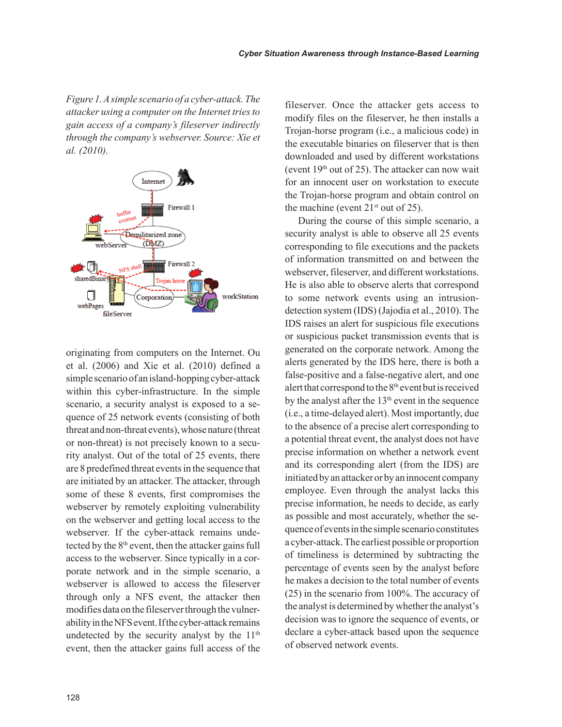*Figure 1. A simple scenario of a cyber-attack. The attacker using a computer on the Internet tries to gain access of a company's fileserver indirectly through the company's webserver. Source: Xie et al. (2010).*

originating from computers on the Internet. Ou et al. (2006) and Xie et al. (2010) defined a simple scenario of an island-hopping cyber-attack within this cyber-infrastructure. In the simple scenario, a security analyst is exposed to a sequence of 25 network events (consisting of both threat and non-threat events), whose nature (threat or non-threat) is not precisely known to a security analyst. Out of the total of 25 events, there are 8 predefined threat events in the sequence that are initiated by an attacker. The attacker, through some of these 8 events, first compromises the webserver by remotely exploiting vulnerability on the webserver and getting local access to the webserver. If the cyber-attack remains undetected by the 8th event, then the attacker gains full access to the webserver. Since typically in a corporate network and in the simple scenario, a webserver is allowed to access the fileserver through only a NFS event, the attacker then modifies data on the fileserver through the vulnerability in the NFS event. If the cyber-attack remains undetected by the security analyst by the 11th event, then the attacker gains full access of the fileserver. Once the attacker gets access to modify files on the fileserver, he then installs a Trojan-horse program (i.e., a malicious code) in the executable binaries on fileserver that is then downloaded and used by different workstations (event 19th out of 25). The attacker can now wait for an innocent user on workstation to execute the Trojan-horse program and obtain control on the machine (event 21st out of 25).

During the course of this simple scenario, a security analyst is able to observe all 25 events corresponding to file executions and the packets of information transmitted on and between the webserver, fileserver, and different workstations. He is also able to observe alerts that correspond to some network events using an intrusion-detection system (IDS) (Jajodia et al., 2010). The IDS raises an alert for suspicious file executions or suspicious packet transmission events that is generated on the corporate network. Among the alerts generated by the IDS here, there is both a false-positive and a false-negative alert, and one alert that correspond to the 8th event but is received by the analyst after the 13th event in the sequence (i.e., a time-delayed alert). Most importantly, due to the absence of a precise alert corresponding to a potential threat event, the analyst does not have precise information on whether a network event and its corresponding alert (from the IDS) are initiated by an attacker or by an innocent company employee. Even through the analyst lacks this precise information, he needs to decide, as early as possible and most accurately, whether the sequence of events in the simple scenario constitutes a cyber-attack. The earliest possible or proportion of timeliness is determined by subtracting the percentage of events seen by the analyst before he makes a decision to the total number of events (25) in the scenario from 100%. The accuracy of the analyst is determined by whether the analyst's decision was to ignore the sequence of events, or declare a cyber-attack based upon the sequence of observed network events.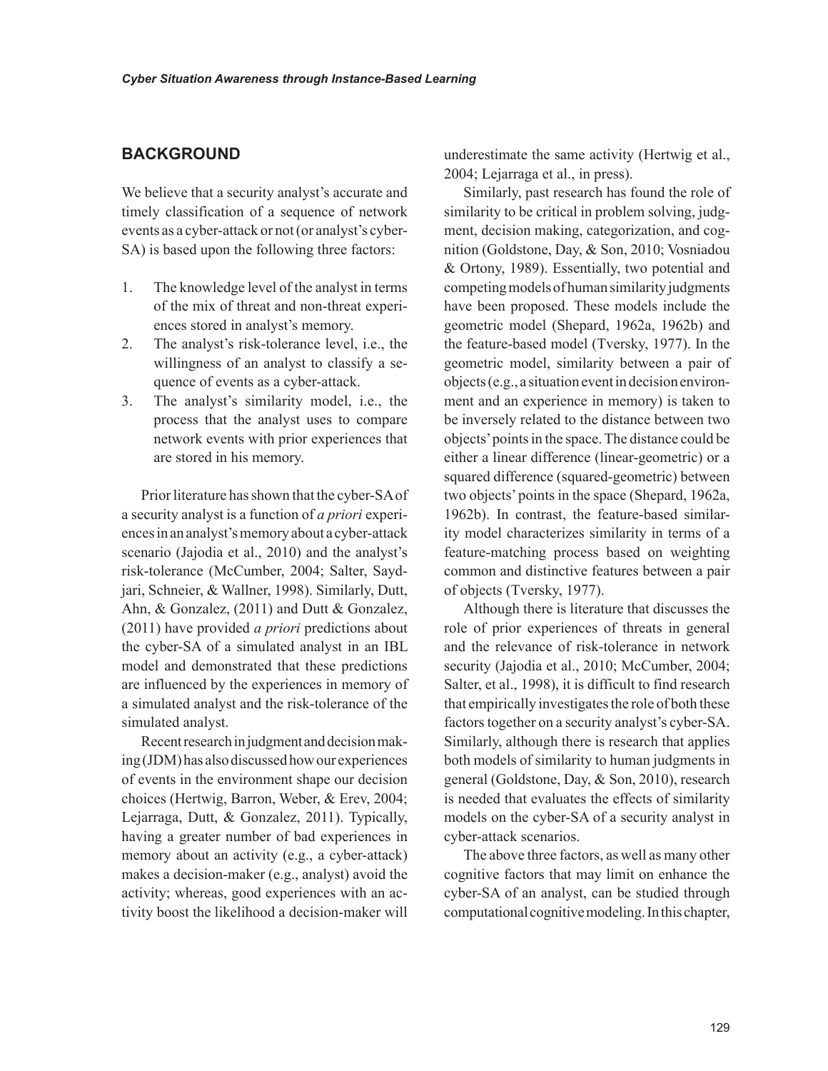## BACKGROUND

We believe that a security analyst's accurate and timely classification of a sequence of network events as a cyber-attack or not (or analyst's cyber-SA) is based upon the following three factors:

1. The knowledge level of the analyst in terms of the mix of threat and non-threat experiences stored in analyst's memory.
2. The analyst's risk-tolerance level, i.e., the willingness of an analyst to classify a sequence of events as a cyber-attack.
3. The analyst's similarity model, i.e., the process that the analyst uses to compare network events with prior experiences that are stored in his memory.

Prior literature has shown that the cyber-SA of a security analyst is a function of *a priori* experiences in an analyst's memory about a cyber-attack scenario (Jajodia et al., 2010) and the analyst's risk-tolerance (McCumber, 2004; Salter, Saydjari, Schneier, & Wallner, 1998). Similarly, Dutt, Ahn, & Gonzalez, (2011) and Dutt & Gonzalez, (2011) have provided *a priori* predictions about the cyber-SA of a simulated analyst in an IBL model and demonstrated that these predictions are influenced by the experiences in memory of a simulated analyst and the risk-tolerance of the simulated analyst.

Recent research in judgment and decision making (JDM) has also discussed how our experiences of events in the environment shape our decision choices (Hertwig, Barron, Weber, & Erev, 2004; Lejarraga, Dutt, & Gonzalez, 2011). Typically, having a greater number of bad experiences in memory about an activity (e.g., a cyber-attack) makes a decision-maker (e.g., analyst) avoid the activity; whereas, good experiences with an activity boost the likelihood a decision-maker will underestimate the same activity (Hertwig et al., 2004; Lejarraga et al., in press).

Similarly, past research has found the role of similarity to be critical in problem solving, judgment, decision making, categorization, and cognition (Goldstone, Day, & Son, 2010; Vosniadou & Ortony, 1989). Essentially, two potential and competing models of human similarity judgments have been proposed. These models include the geometric model (Shepard, 1962a, 1962b) and the feature-based model (Tversky, 1977). In the geometric model, similarity between a pair of objects (e.g., a situation event in decision environment and an experience in memory) is taken to be inversely related to the distance between two objects' points in the space. The distance could be either a linear difference (linear-geometric) or a squared difference (squared-geometric) between two objects' points in the space (Shepard, 1962a, 1962b). In contrast, the feature-based similarity model characterizes similarity in terms of a feature-matching process based on weighting common and distinctive features between a pair of objects (Tversky, 1977).

Although there is literature that discusses the role of prior experiences of threats in general and the relevance of risk-tolerance in network security (Jajodia et al., 2010; McCumber, 2004; Salter, et al., 1998), it is difficult to find research that empirically investigates the role of both these factors together on a security analyst's cyber-SA. Similarly, although there is research that applies both models of similarity to human judgments in general (Goldstone, Day, & Son, 2010), research is needed that evaluates the effects of similarity models on the cyber-SA of a security analyst in cyber-attack scenarios.

The above three factors, as well as many other cognitive factors that may limit on enhance the cyber-SA of an analyst, can be studied through computational cognitive modeling. In this chapter,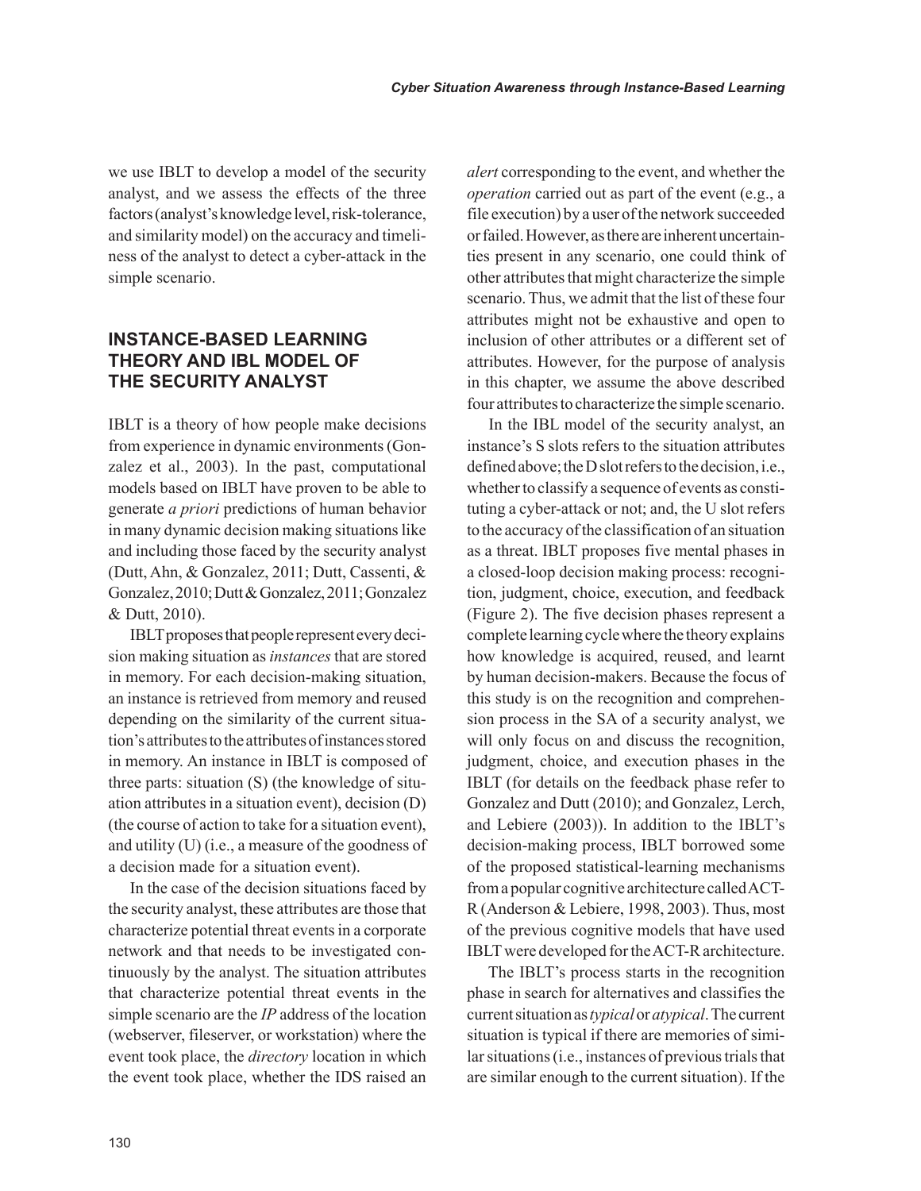we use IBLT to develop a model of the security analyst, and we assess the effects of the three factors (analyst's knowledge level, risk-tolerance, and similarity model) on the accuracy and timeliness of the analyst to detect a cyber-attack in the simple scenario.

## INSTANCE-BASED LEARNING THEORY AND IBL MODEL OF THE SECURITY ANALYST

IBLT is a theory of how people make decisions from experience in dynamic environments (Gonzalez et al., 2003). In the past, computational models based on IBLT have proven to be able to generate *a priori* predictions of human behavior in many dynamic decision making situations like and including those faced by the security analyst (Dutt, Ahn, & Gonzalez, 2011; Dutt, Cassenti, & Gonzalez, 2010; Dutt & Gonzalez, 2011; Gonzalez & Dutt, 2010).

IBLT proposes that people represent every decision making situation as *instances* that are stored in memory. For each decision-making situation, an instance is retrieved from memory and reused depending on the similarity of the current situation's attributes to the attributes of instances stored in memory. An instance in IBLT is composed of three parts: situation (S) (the knowledge of situation attributes in a situation event), decision (D) (the course of action to take for a situation event), and utility (U) (i.e., a measure of the goodness of a decision made for a situation event).

In the case of the decision situations faced by the security analyst, these attributes are those that characterize potential threat events in a corporate network and that needs to be investigated continuously by the analyst. The situation attributes that characterize potential threat events in the simple scenario are the *IP* address of the location (webserver, fileserver, or workstation) where the event took place, the *directory* location in which the event took place, whether the IDS raised an *alert* corresponding to the event, and whether the *operation* carried out as part of the event (e.g., a file execution) by a user of the network succeeded or failed. However, as there are inherent uncertainties present in any scenario, one could think of other attributes that might characterize the simple scenario. Thus, we admit that the list of these four attributes might not be exhaustive and open to inclusion of other attributes or a different set of attributes. However, for the purpose of analysis in this chapter, we assume the above described four attributes to characterize the simple scenario.

In the IBL model of the security analyst, an instance's S slots refers to the situation attributes defined above; the D slot refers to the decision, i.e., whether to classify a sequence of events as constituting a cyber-attack or not; and, the U slot refers to the accuracy of the classification of an situation as a threat. IBLT proposes five mental phases in a closed-loop decision making process: recognition, judgment, choice, execution, and feedback (Figure 2). The five decision phases represent a complete learning cycle where the theory explains how knowledge is acquired, reused, and learnt by human decision-makers. Because the focus of this study is on the recognition and comprehension process in the SA of a security analyst, we will only focus on and discuss the recognition, judgment, choice, and execution phases in the IBLT (for details on the feedback phase refer to Gonzalez and Dutt (2010); and Gonzalez, Lerch, and Lebiere (2003)). In addition to the IBLT's decision-making process, IBLT borrowed some of the proposed statistical-learning mechanisms from a popular cognitive architecture called ACT-R (Anderson & Lebiere, 1998, 2003). Thus, most of the previous cognitive models that have used IBLT were developed for the ACT-R architecture.

The IBLT's process starts in the recognition phase in search for alternatives and classifies the current situation as *typical* or *atypical*. The current situation is typical if there are memories of similar situations (i.e., instances of previous trials that are similar enough to the current situation). If the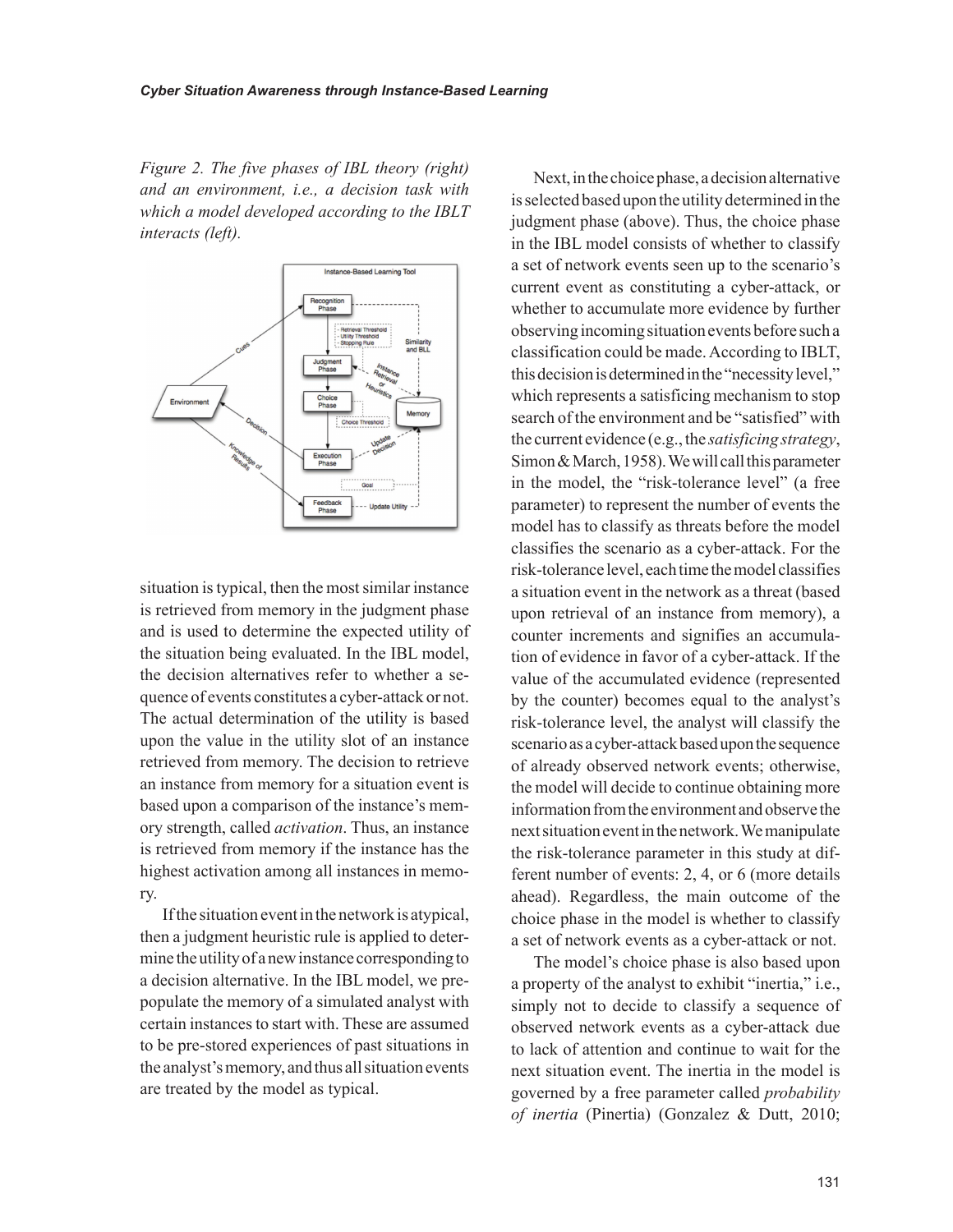*Figure 2. The five phases of IBL theory (right) and an environment, i.e., a decision task with which a model developed according to the IBLT interacts (left).*

Instance-Based Learning Tool

Recognition Phase

Retrieval Threshold
Utility Threshold
Stopping Rule

Similarity and BLL

Judgment Phase

Instance Retrieval or Heuristics

Choice Phase

Memory

Choice Threshold

Update Decision

Execution Phase

Goal

Feedback Phase

Update Utility

Environment

Cues

Decision

Knowledge of Results

situation is typical, then the most similar instance is retrieved from memory in the judgment phase and is used to determine the expected utility of the situation being evaluated. In the IBL model, the decision alternatives refer to whether a sequence of events constitutes a cyber-attack or not. The actual determination of the utility is based upon the value in the utility slot of an instance retrieved from memory. The decision to retrieve an instance from memory for a situation event is based upon a comparison of the instance's memory strength, called *activation*. Thus, an instance is retrieved from memory if the instance has the highest activation among all instances in memory.

If the situation event in the network is atypical, then a judgment heuristic rule is applied to determine the utility of a new instance corresponding to a decision alternative. In the IBL model, we prepopulate the memory of a simulated analyst with certain instances to start with. These are assumed to be pre-stored experiences of past situations in the analyst's memory, and thus all situation events are treated by the model as typical.

Next, in the choice phase, a decision alternative is selected based upon the utility determined in the judgment phase (above). Thus, the choice phase in the IBL model consists of whether to classify a set of network events seen up to the scenario's current event as constituting a cyber-attack, or whether to accumulate more evidence by further observing incoming situation events before such a classification could be made. According to IBLT, this decision is determined in the "necessity level," which represents a satisficing mechanism to stop search of the environment and be "satisfied" with the current evidence (e.g., the *satisficing strategy*, Simon & March, 1958). We will call this parameter in the model, the "risk-tolerance level" (a free parameter) to represent the number of events the model has to classify as threats before the model classifies the scenario as a cyber-attack. For the risk-tolerance level, each time the model classifies a situation event in the network as a threat (based upon retrieval of an instance from memory), a counter increments and signifies an accumulation of evidence in favor of a cyber-attack. If the value of the accumulated evidence (represented by the counter) becomes equal to the analyst's risk-tolerance level, the analyst will classify the scenario as a cyber-attack based upon the sequence of already observed network events; otherwise, the model will decide to continue obtaining more information from the environment and observe the next situation event in the network. We manipulate the risk-tolerance parameter in this study at different number of events: 2, 4, or 6 (more details ahead). Regardless, the main outcome of the choice phase in the model is whether to classify a set of network events as a cyber-attack or not.

The model's choice phase is also based upon a property of the analyst to exhibit "inertia," i.e., simply not to decide to classify a sequence of observed network events as a cyber-attack due to lack of attention and continue to wait for the next situation event. The inertia in the model is governed by a free parameter called *probability of inertia* (Pinertia) (Gonzalez & Dutt, 2010;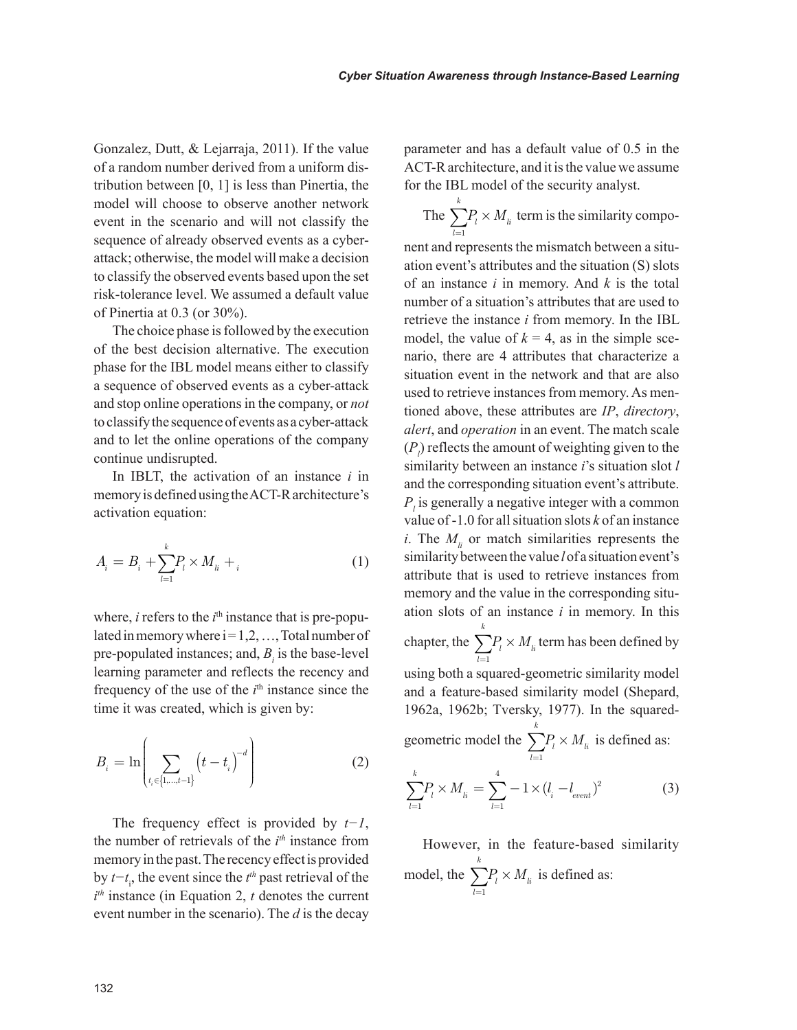Gonzalez, Dutt, & Lejarraja, 2011). If the value of a random number derived from a uniform distribution between [0, 1] is less than Pinertia, the model will choose to observe another network event in the scenario and will not classify the sequence of already observed events as a cyber-attack; otherwise, the model will make a decision to classify the observed events based upon the set risk-tolerance level. We assumed a default value of Pinertia at 0.3 (or 30%).

The choice phase is followed by the execution of the best decision alternative. The execution phase for the IBL model means either to classify a sequence of observed events as a cyber-attack and stop online operations in the company, or *not* to classify the sequence of events as a cyber-attack and to let the online operations of the company continue undisrupted.

In IBLT, the activation of an instance *i* in memory is defined using the ACT-R architecture's activation equation:

$$A_i = B_i + \sum_{l=1}^{k} P_l \times M_{li} + _i \tag{1}$$

where, *i* refers to the $i^{\text{th}}$ instance that is pre-populated in memory where i = 1,2, …, Total number of pre-populated instances; and, $B_i$ is the base-level learning parameter and reflects the recency and frequency of the use of the $i^{\text{th}}$ instance since the time it was created, which is given by:

$$B_i = \ln\left( \sum_{t_i \in \{1,\ldots,t-1\}} \left(t - t_i\right)^{-d} \right) \tag{2}$$

The frequency effect is provided by $t-1$, the number of retrievals of the $i^{th}$ instance from memory in the past. The recency effect is provided by $t-t_i$, the event since the $t^{th}$ past retrieval of the $i^{th}$ instance (in Equation 2, $t$ denotes the current event number in the scenario). The $d$ is the decay parameter and has a default value of 0.5 in the ACT-R architecture, and it is the value we assume for the IBL model of the security analyst.

The $\sum_{l=1}^{k} P_l \times M_{li}$ term is the similarity component and represents the mismatch between a situation event's attributes and the situation (S) slots of an instance *i* in memory. And *k* is the total number of a situation's attributes that are used to retrieve the instance *i* from memory. In the IBL model, the value of $k = 4$, as in the simple scenario, there are 4 attributes that characterize a situation event in the network and that are also used to retrieve instances from memory. As mentioned above, these attributes are *IP*, *directory*, *alert*, and *operation* in an event. The match scale ($P_l$) reflects the amount of weighting given to the similarity between an instance *i*'s situation slot *l* and the corresponding situation event's attribute. $P_l$ is generally a negative integer with a common value of -1.0 for all situation slots *k* of an instance *i*. The $M_{li}$ or match similarities represents the similarity between the value *l* of a situation event's attribute that is used to retrieve instances from memory and the value in the corresponding situation slots of an instance *i* in memory. In this chapter, the $\sum_{l=1}^{k} P_l \times M_{li}$ term has been defined by using both a squared-geometric similarity model and a feature-based similarity model (Shepard, 1962a, 1962b; Tversky, 1977). In the squared-geometric model the $\sum_{l=1}^{k} P_l \times M_{li}$ is defined as:

$$\sum_{l=1}^{k} P_l \times M_{li} = \sum_{l=1}^{4} -1 \times (l_i - l_{event})^2 \tag{3}$$

However, in the feature-based similarity model, the $\sum_{l=1}^{k} P_l \times M_{li}$ is defined as: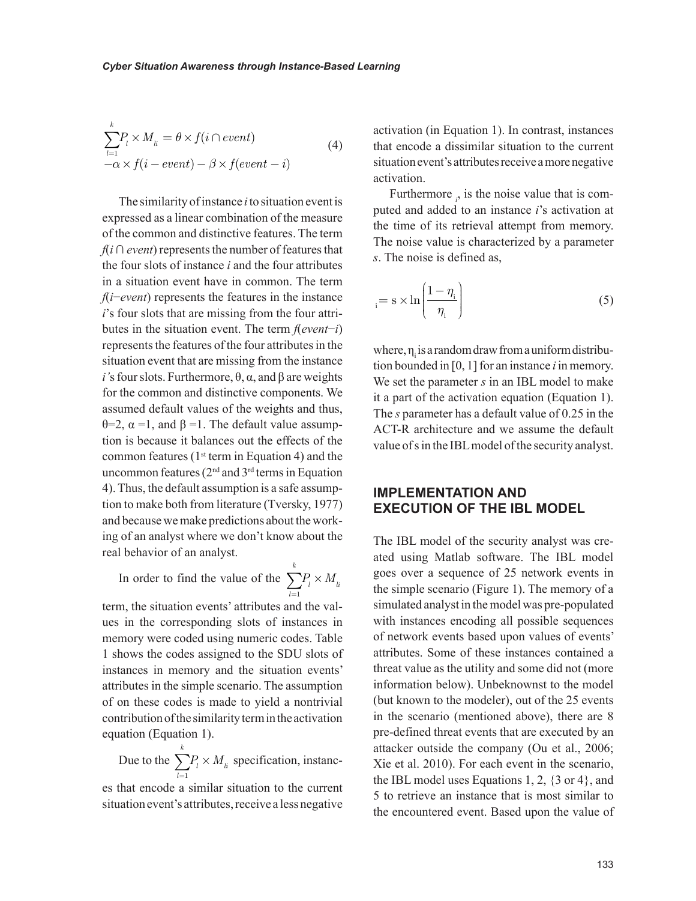$$\sum_{l=1}^{k} P_l \times M_{li} = \theta \times f(i \cap event) \\ -\alpha \times f(i - event) - \beta \times f(event - i) \tag{4}$$

The similarity of instance $i$ to situation event is expressed as a linear combination of the measure of the common and distinctive features. The term $f(i \cap event)$ represents the number of features that the four slots of instance $i$ and the four attributes in a situation event have in common. The term $f(i{-}event)$ represents the features in the instance $i$'s four slots that are missing from the four attributes in the situation event. The term $f(event{-}i)$ represents the features of the four attributes in the situation event that are missing from the instance $i$'s four slots. Furthermore, θ, α, and β are weights for the common and distinctive components. We assumed default values of the weights and thus, θ=2, α =1, and β =1. The default value assumption is because it balances out the effects of the common features (1st term in Equation 4) and the uncommon features (2nd and 3rd terms in Equation 4). Thus, the default assumption is a safe assumption to make both from literature (Tversky, 1977) and because we make predictions about the working of an analyst where we don't know about the real behavior of an analyst.

In order to find the value of the $\sum_{l=1}^{k} P_l \times M_{li}$ term, the situation events' attributes and the values in the corresponding slots of instances in memory were coded using numeric codes. Table 1 shows the codes assigned to the SDU slots of instances in memory and the situation events' attributes in the simple scenario. The assumption of on these codes is made to yield a nontrivial contribution of the similarity term in the activation equation (Equation 1).

Due to the $\sum_{l=1}^{k} P_l \times M_{li}$ specification, instances that encode a similar situation to the current situation event's attributes, receive a less negative activation (in Equation 1). In contrast, instances that encode a dissimilar situation to the current situation event's attributes receive a more negative activation.

Furthermore $_i$, is the noise value that is computed and added to an instance $i$'s activation at the time of its retrieval attempt from memory. The noise value is characterized by a parameter $s$. The noise is defined as,

$$_i = s \times \ln\left(\frac{1 - \eta_i}{\eta_i}\right) \tag{5}$$

where, $\eta_i$ is a random draw from a uniform distribution bounded in [0, 1] for an instance $i$ in memory. We set the parameter $s$ in an IBL model to make it a part of the activation equation (Equation 1). The $s$ parameter has a default value of 0.25 in the ACT-R architecture and we assume the default value of s in the IBL model of the security analyst.

## IMPLEMENTATION AND EXECUTION OF THE IBL MODEL

The IBL model of the security analyst was created using Matlab software. The IBL model goes over a sequence of 25 network events in the simple scenario (Figure 1). The memory of a simulated analyst in the model was pre-populated with instances encoding all possible sequences of network events based upon values of events' attributes. Some of these instances contained a threat value as the utility and some did not (more information below). Unbeknownst to the model (but known to the modeler), out of the 25 events in the scenario (mentioned above), there are 8 pre-defined threat events that are executed by an attacker outside the company (Ou et al., 2006; Xie et al. 2010). For each event in the scenario, the IBL model uses Equations 1, 2, {3 or 4}, and 5 to retrieve an instance that is most similar to the encountered event. Based upon the value of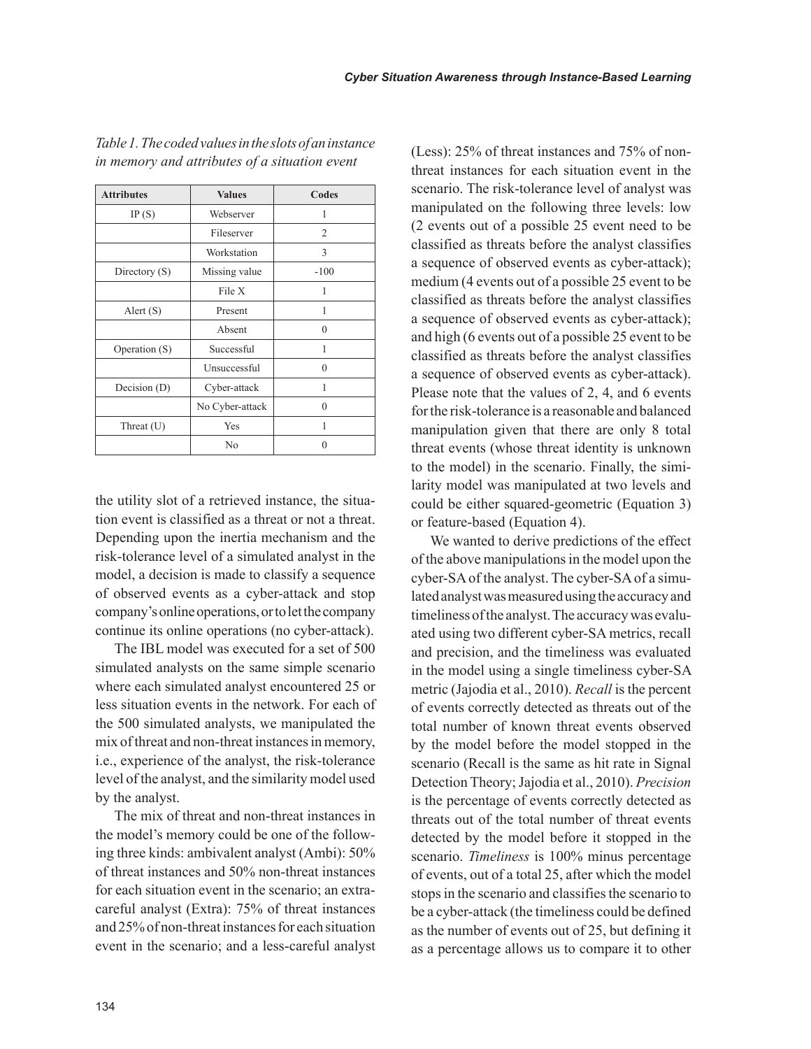*Table 1. The coded values in the slots of an instance in memory and attributes of a situation event*

| Attributes | Values | Codes |
|---|---|---|
| IP (S) | Webserver | 1 |
| | Fileserver | 2 |
| | Workstation | 3 |
| Directory (S) | Missing value | -100 |
| | File X | 1 |
| Alert (S) | Present | 1 |
| | Absent | 0 |
| Operation (S) | Successful | 1 |
| | Unsuccessful | 0 |
| Decision (D) | Cyber-attack | 1 |
| | No Cyber-attack | 0 |
| Threat (U) | Yes | 1 |
| | No | 0 |

the utility slot of a retrieved instance, the situation event is classified as a threat or not a threat. Depending upon the inertia mechanism and the risk-tolerance level of a simulated analyst in the model, a decision is made to classify a sequence of observed events as a cyber-attack and stop company's online operations, or to let the company continue its online operations (no cyber-attack).

The IBL model was executed for a set of 500 simulated analysts on the same simple scenario where each simulated analyst encountered 25 or less situation events in the network. For each of the 500 simulated analysts, we manipulated the mix of threat and non-threat instances in memory, i.e., experience of the analyst, the risk-tolerance level of the analyst, and the similarity model used by the analyst.

The mix of threat and non-threat instances in the model's memory could be one of the following three kinds: ambivalent analyst (Ambi): 50% of threat instances and 50% non-threat instances for each situation event in the scenario; an extra-careful analyst (Extra): 75% of threat instances and 25% of non-threat instances for each situation event in the scenario; and a less-careful analyst (Less): 25% of threat instances and 75% of non-threat instances for each situation event in the scenario. The risk-tolerance level of analyst was manipulated on the following three levels: low (2 events out of a possible 25 event need to be classified as threats before the analyst classifies a sequence of observed events as cyber-attack); medium (4 events out of a possible 25 event to be classified as threats before the analyst classifies a sequence of observed events as cyber-attack); and high (6 events out of a possible 25 event to be classified as threats before the analyst classifies a sequence of observed events as cyber-attack). Please note that the values of 2, 4, and 6 events for the risk-tolerance is a reasonable and balanced manipulation given that there are only 8 total threat events (whose threat identity is unknown to the model) in the scenario. Finally, the similarity model was manipulated at two levels and could be either squared-geometric (Equation 3) or feature-based (Equation 4).

We wanted to derive predictions of the effect of the above manipulations in the model upon the cyber-SA of the analyst. The cyber-SA of a simulated analyst was measured using the accuracy and timeliness of the analyst. The accuracy was evaluated using two different cyber-SA metrics, recall and precision, and the timeliness was evaluated in the model using a single timeliness cyber-SA metric (Jajodia et al., 2010). *Recall* is the percent of events correctly detected as threats out of the total number of known threat events observed by the model before the model stopped in the scenario (Recall is the same as hit rate in Signal Detection Theory; Jajodia et al., 2010). *Precision* is the percentage of events correctly detected as threats out of the total number of threat events detected by the model before it stopped in the scenario. *Timeliness* is 100% minus percentage of events, out of a total 25, after which the model stops in the scenario and classifies the scenario to be a cyber-attack (the timeliness could be defined as the number of events out of 25, but defining it as a percentage allows us to compare it to other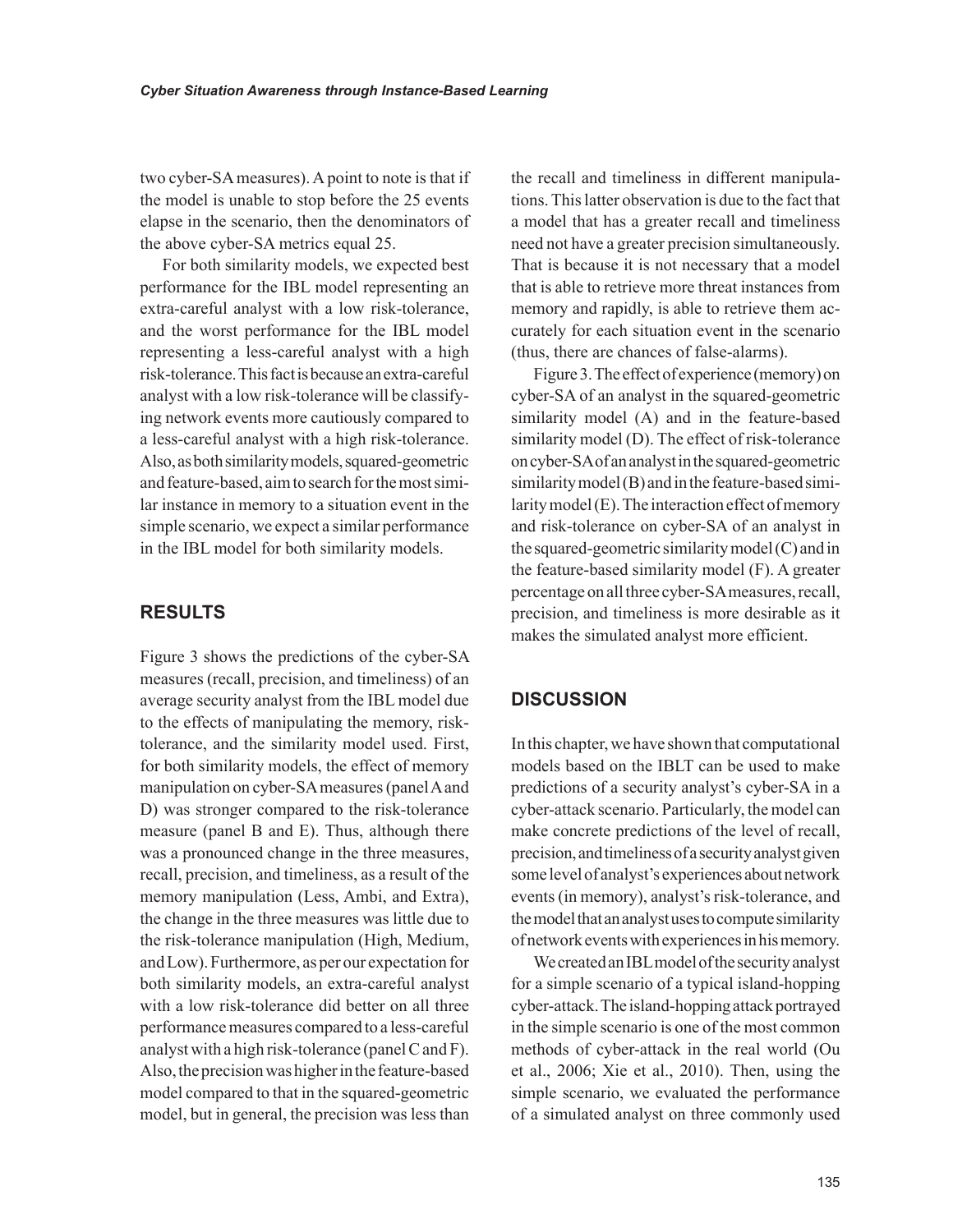two cyber-SA measures). A point to note is that if the model is unable to stop before the 25 events elapse in the scenario, then the denominators of the above cyber-SA metrics equal 25.

For both similarity models, we expected best performance for the IBL model representing an extra-careful analyst with a low risk-tolerance, and the worst performance for the IBL model representing a less-careful analyst with a high risk-tolerance. This fact is because an extra-careful analyst with a low risk-tolerance will be classifying network events more cautiously compared to a less-careful analyst with a high risk-tolerance. Also, as both similarity models, squared-geometric and feature-based, aim to search for the most similar instance in memory to a situation event in the simple scenario, we expect a similar performance in the IBL model for both similarity models.

## RESULTS

Figure 3 shows the predictions of the cyber-SA measures (recall, precision, and timeliness) of an average security analyst from the IBL model due to the effects of manipulating the memory, risk-tolerance, and the similarity model used. First, for both similarity models, the effect of memory manipulation on cyber-SA measures (panel A and D) was stronger compared to the risk-tolerance measure (panel B and E). Thus, although there was a pronounced change in the three measures, recall, precision, and timeliness, as a result of the memory manipulation (Less, Ambi, and Extra), the change in the three measures was little due to the risk-tolerance manipulation (High, Medium, and Low). Furthermore, as per our expectation for both similarity models, an extra-careful analyst with a low risk-tolerance did better on all three performance measures compared to a less-careful analyst with a high risk-tolerance (panel C and F). Also, the precision was higher in the feature-based model compared to that in the squared-geometric model, but in general, the precision was less than the recall and timeliness in different manipulations. This latter observation is due to the fact that a model that has a greater recall and timeliness need not have a greater precision simultaneously. That is because it is not necessary that a model that is able to retrieve more threat instances from memory and rapidly, is able to retrieve them accurately for each situation event in the scenario (thus, there are chances of false-alarms).

Figure 3. The effect of experience (memory) on cyber-SA of an analyst in the squared-geometric similarity model (A) and in the feature-based similarity model (D). The effect of risk-tolerance on cyber-SA of an analyst in the squared-geometric similarity model (B) and in the feature-based similarity model (E). The interaction effect of memory and risk-tolerance on cyber-SA of an analyst in the squared-geometric similarity model (C) and in the feature-based similarity model (F). A greater percentage on all three cyber-SA measures, recall, precision, and timeliness is more desirable as it makes the simulated analyst more efficient.

## DISCUSSION

In this chapter, we have shown that computational models based on the IBLT can be used to make predictions of a security analyst's cyber-SA in a cyber-attack scenario. Particularly, the model can make concrete predictions of the level of recall, precision, and timeliness of a security analyst given some level of analyst's experiences about network events (in memory), analyst's risk-tolerance, and the model that an analyst uses to compute similarity of network events with experiences in his memory.

We created an IBL model of the security analyst for a simple scenario of a typical island-hopping cyber-attack. The island-hopping attack portrayed in the simple scenario is one of the most common methods of cyber-attack in the real world (Ou et al., 2006; Xie et al., 2010). Then, using the simple scenario, we evaluated the performance of a simulated analyst on three commonly used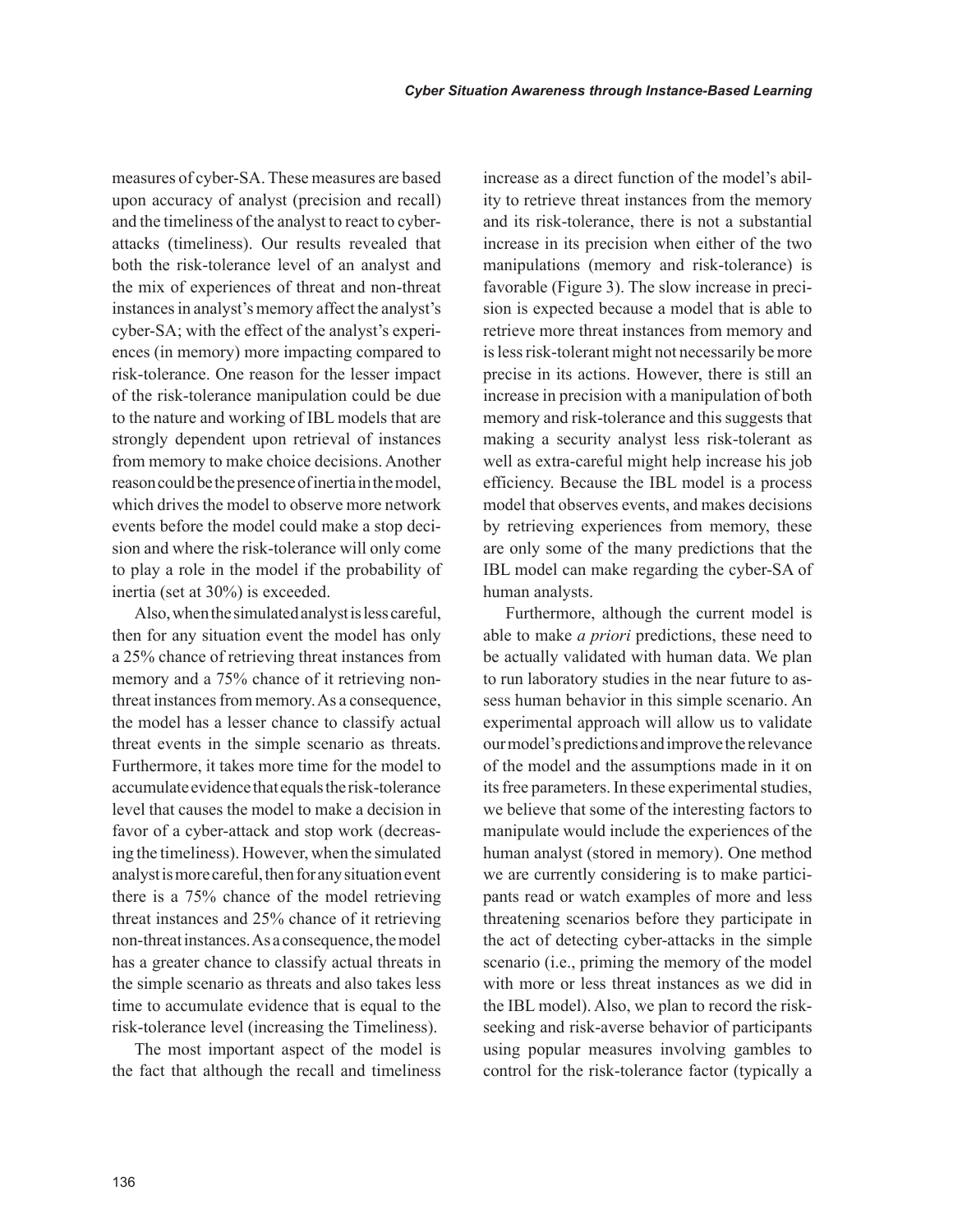measures of cyber-SA. These measures are based upon accuracy of analyst (precision and recall) and the timeliness of the analyst to react to cyber-attacks (timeliness). Our results revealed that both the risk-tolerance level of an analyst and the mix of experiences of threat and non-threat instances in analyst's memory affect the analyst's cyber-SA; with the effect of the analyst's experiences (in memory) more impacting compared to risk-tolerance. One reason for the lesser impact of the risk-tolerance manipulation could be due to the nature and working of IBL models that are strongly dependent upon retrieval of instances from memory to make choice decisions. Another reason could be the presence of inertia in the model, which drives the model to observe more network events before the model could make a stop decision and where the risk-tolerance will only come to play a role in the model if the probability of inertia (set at 30%) is exceeded.

Also, when the simulated analyst is less careful, then for any situation event the model has only a 25% chance of retrieving threat instances from memory and a 75% chance of it retrieving non-threat instances from memory. As a consequence, the model has a lesser chance to classify actual threat events in the simple scenario as threats. Furthermore, it takes more time for the model to accumulate evidence that equals the risk-tolerance level that causes the model to make a decision in favor of a cyber-attack and stop work (decreasing the timeliness). However, when the simulated analyst is more careful, then for any situation event there is a 75% chance of the model retrieving threat instances and 25% chance of it retrieving non-threat instances. As a consequence, the model has a greater chance to classify actual threats in the simple scenario as threats and also takes less time to accumulate evidence that is equal to the risk-tolerance level (increasing the Timeliness).

The most important aspect of the model is the fact that although the recall and timeliness increase as a direct function of the model's ability to retrieve threat instances from the memory and its risk-tolerance, there is not a substantial increase in its precision when either of the two manipulations (memory and risk-tolerance) is favorable (Figure 3). The slow increase in precision is expected because a model that is able to retrieve more threat instances from memory and is less risk-tolerant might not necessarily be more precise in its actions. However, there is still an increase in precision with a manipulation of both memory and risk-tolerance and this suggests that making a security analyst less risk-tolerant as well as extra-careful might help increase his job efficiency. Because the IBL model is a process model that observes events, and makes decisions by retrieving experiences from memory, these are only some of the many predictions that the IBL model can make regarding the cyber-SA of human analysts.

Furthermore, although the current model is able to make *a priori* predictions, these need to be actually validated with human data. We plan to run laboratory studies in the near future to assess human behavior in this simple scenario. An experimental approach will allow us to validate our model's predictions and improve the relevance of the model and the assumptions made in it on its free parameters. In these experimental studies, we believe that some of the interesting factors to manipulate would include the experiences of the human analyst (stored in memory). One method we are currently considering is to make participants read or watch examples of more and less threatening scenarios before they participate in the act of detecting cyber-attacks in the simple scenario (i.e., priming the memory of the model with more or less threat instances as we did in the IBL model). Also, we plan to record the risk-seeking and risk-averse behavior of participants using popular measures involving gambles to control for the risk-tolerance factor (typically a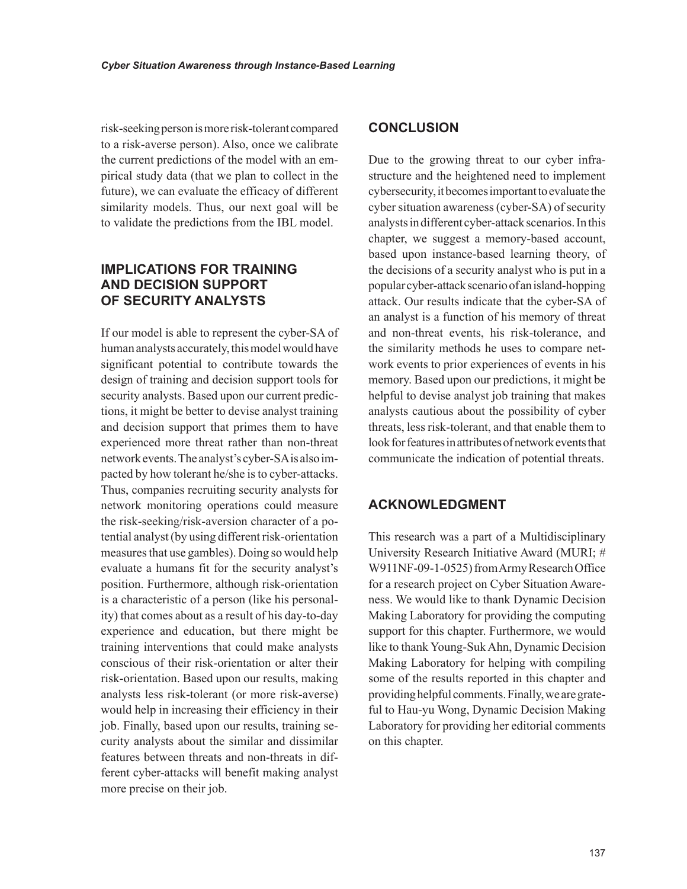risk-seeking person is more risk-tolerant compared to a risk-averse person). Also, once we calibrate the current predictions of the model with an empirical study data (that we plan to collect in the future), we can evaluate the efficacy of different similarity models. Thus, our next goal will be to validate the predictions from the IBL model.

## IMPLICATIONS FOR TRAINING AND DECISION SUPPORT OF SECURITY ANALYSTS

If our model is able to represent the cyber-SA of human analysts accurately, this model would have significant potential to contribute towards the design of training and decision support tools for security analysts. Based upon our current predictions, it might be better to devise analyst training and decision support that primes them to have experienced more threat rather than non-threat network events. The analyst's cyber-SA is also impacted by how tolerant he/she is to cyber-attacks. Thus, companies recruiting security analysts for network monitoring operations could measure the risk-seeking/risk-aversion character of a potential analyst (by using different risk-orientation measures that use gambles). Doing so would help evaluate a humans fit for the security analyst's position. Furthermore, although risk-orientation is a characteristic of a person (like his personality) that comes about as a result of his day-to-day experience and education, but there might be training interventions that could make analysts conscious of their risk-orientation or alter their risk-orientation. Based upon our results, making analysts less risk-tolerant (or more risk-averse) would help in increasing their efficiency in their job. Finally, based upon our results, training security analysts about the similar and dissimilar features between threats and non-threats in different cyber-attacks will benefit making analyst more precise on their job.

## CONCLUSION

Due to the growing threat to our cyber infrastructure and the heightened need to implement cybersecurity, it becomes important to evaluate the cyber situation awareness (cyber-SA) of security analysts in different cyber-attack scenarios. In this chapter, we suggest a memory-based account, based upon instance-based learning theory, of the decisions of a security analyst who is put in a popular cyber-attack scenario of an island-hopping attack. Our results indicate that the cyber-SA of an analyst is a function of his memory of threat and non-threat events, his risk-tolerance, and the similarity methods he uses to compare network events to prior experiences of events in his memory. Based upon our predictions, it might be helpful to devise analyst job training that makes analysts cautious about the possibility of cyber threats, less risk-tolerant, and that enable them to look for features in attributes of network events that communicate the indication of potential threats.

## ACKNOWLEDGMENT

This research was a part of a Multidisciplinary University Research Initiative Award (MURI; # W911NF-09-1-0525) from Army Research Office for a research project on Cyber Situation Awareness. We would like to thank Dynamic Decision Making Laboratory for providing the computing support for this chapter. Furthermore, we would like to thank Young-Suk Ahn, Dynamic Decision Making Laboratory for helping with compiling some of the results reported in this chapter and providing helpful comments. Finally, we are grateful to Hau-yu Wong, Dynamic Decision Making Laboratory for providing her editorial comments on this chapter.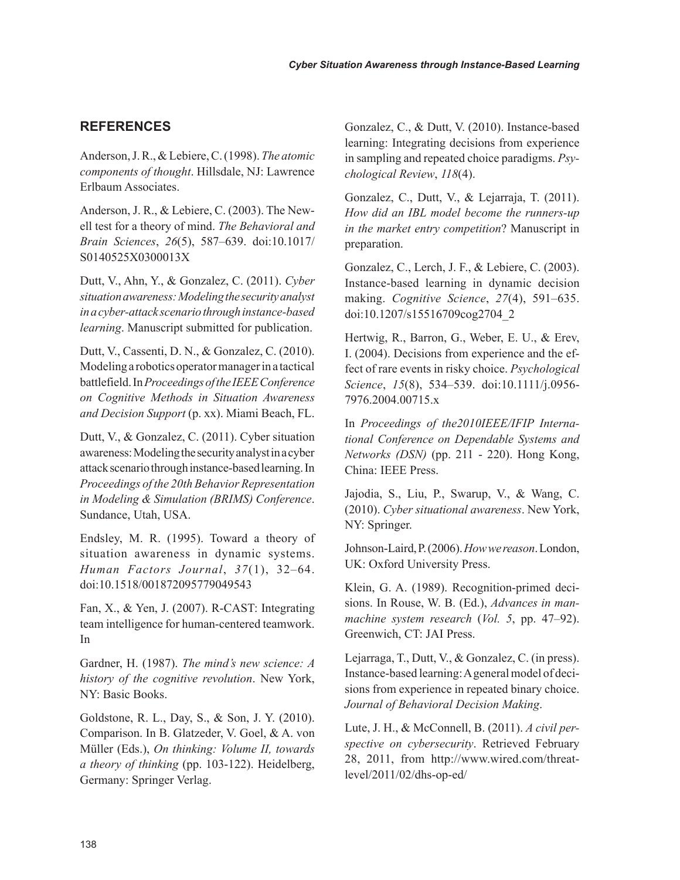## REFERENCES

Anderson, J. R., & Lebiere, C. (1998). *The atomic components of thought*. Hillsdale, NJ: Lawrence Erlbaum Associates.

Anderson, J. R., & Lebiere, C. (2003). The Newell test for a theory of mind. *The Behavioral and Brain Sciences*, *26*(5), 587–639. doi:10.1017/S0140525X0300013X

Dutt, V., Ahn, Y., & Gonzalez, C. (2011). *Cyber situation awareness: Modeling the security analyst in a cyber-attack scenario through instance-based learning*. Manuscript submitted for publication.

Dutt, V., Cassenti, D. N., & Gonzalez, C. (2010). Modeling a robotics operator manager in a tactical battlefield. In *Proceedings of the IEEE Conference on Cognitive Methods in Situation Awareness and Decision Support* (p. xx). Miami Beach, FL.

Dutt, V., & Gonzalez, C. (2011). Cyber situation awareness: Modeling the security analyst in a cyber attack scenario through instance-based learning. In *Proceedings of the 20th Behavior Representation in Modeling & Simulation (BRIMS) Conference*. Sundance, Utah, USA.

Endsley, M. R. (1995). Toward a theory of situation awareness in dynamic systems. *Human Factors Journal*, *37*(1), 32–64. doi:10.1518/001872095779049543

Fan, X., & Yen, J. (2007). R-CAST: Integrating team intelligence for human-centered teamwork. In

Gardner, H. (1987). *The mind's new science: A history of the cognitive revolution*. New York, NY: Basic Books.

Goldstone, R. L., Day, S., & Son, J. Y. (2010). Comparison. In B. Glatzeder, V. Goel, & A. von Müller (Eds.), *On thinking: Volume II, towards a theory of thinking* (pp. 103-122). Heidelberg, Germany: Springer Verlag.

Gonzalez, C., & Dutt, V. (2010). Instance-based learning: Integrating decisions from experience in sampling and repeated choice paradigms. *Psychological Review*, *118*(4).

Gonzalez, C., Dutt, V., & Lejarraja, T. (2011). *How did an IBL model become the runners-up in the market entry competition*? Manuscript in preparation.

Gonzalez, C., Lerch, J. F., & Lebiere, C. (2003). Instance-based learning in dynamic decision making. *Cognitive Science*, *27*(4), 591–635. doi:10.1207/s15516709cog2704_2

Hertwig, R., Barron, G., Weber, E. U., & Erev, I. (2004). Decisions from experience and the effect of rare events in risky choice. *Psychological Science*, *15*(8), 534–539. doi:10.1111/j.0956-7976.2004.00715.x

In *Proceedings of the2010IEEE/IFIP International Conference on Dependable Systems and Networks (DSN)* (pp. 211 - 220). Hong Kong, China: IEEE Press.

Jajodia, S., Liu, P., Swarup, V., & Wang, C. (2010). *Cyber situational awareness*. New York, NY: Springer.

Johnson-Laird, P. (2006). *How we reason*. London, UK: Oxford University Press.

Klein, G. A. (1989). Recognition-primed decisions. In Rouse, W. B. (Ed.), *Advances in man-machine system research* (*Vol. 5*, pp. 47–92). Greenwich, CT: JAI Press.

Lejarraga, T., Dutt, V., & Gonzalez, C. (in press). Instance-based learning: A general model of decisions from experience in repeated binary choice. *Journal of Behavioral Decision Making*.

Lute, J. H., & McConnell, B. (2011). *A civil perspective on cybersecurity*. Retrieved February 28, 2011, from http://www.wired.com/threatlevel/2011/02/dhs-op-ed/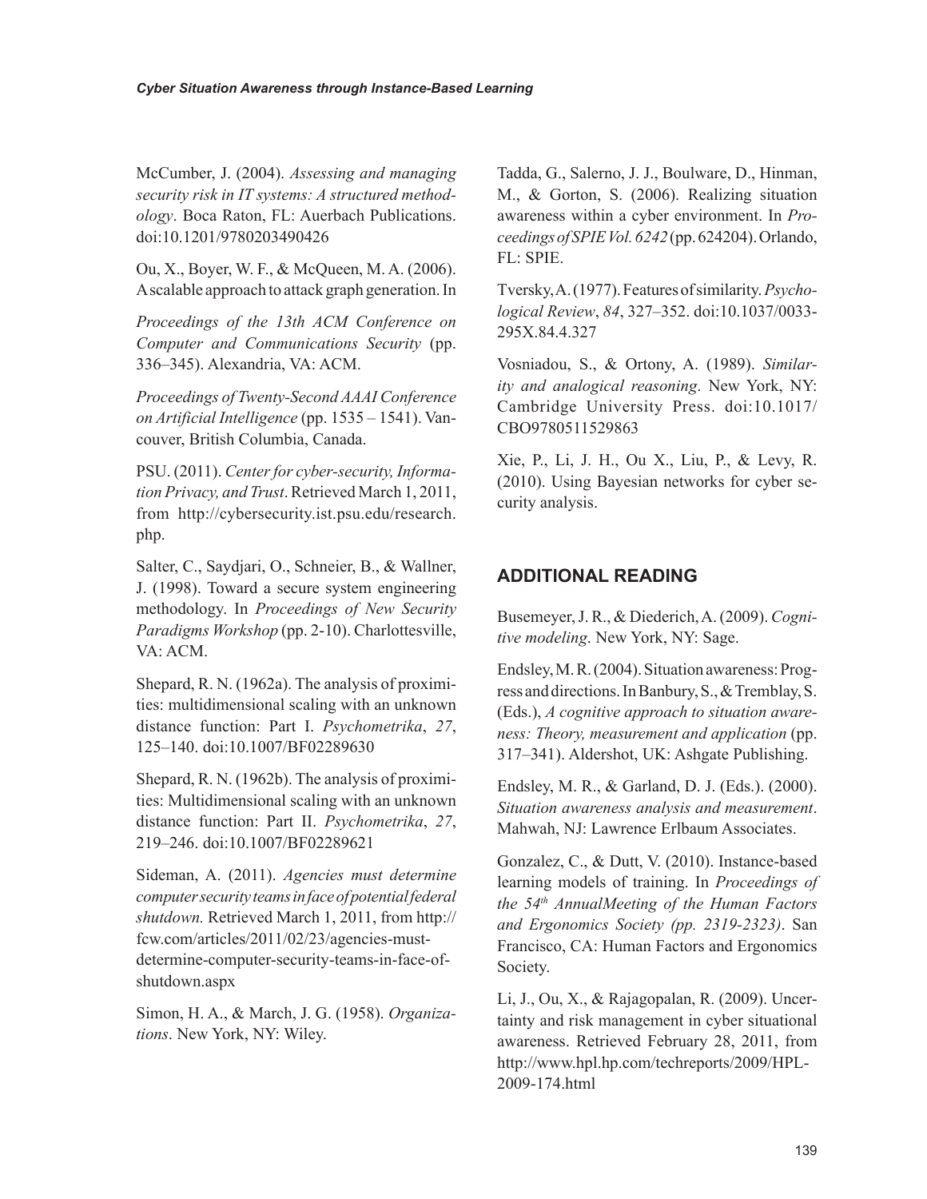McCumber, J. (2004). *Assessing and managing security risk in IT systems: A structured methodology*. Boca Raton, FL: Auerbach Publications. doi:10.1201/9780203490426

Ou, X., Boyer, W. F., & McQueen, M. A. (2006). A scalable approach to attack graph generation. In

*Proceedings of the 13th ACM Conference on Computer and Communications Security* (pp. 336–345). Alexandria, VA: ACM.

*Proceedings of Twenty-Second AAAI Conference on Artificial Intelligence* (pp. 1535 – 1541). Vancouver, British Columbia, Canada.

PSU. (2011). *Center for cyber-security, Information Privacy, and Trust*. Retrieved March 1, 2011, from http://cybersecurity.ist.psu.edu/research.php.

Salter, C., Saydjari, O., Schneier, B., & Wallner, J. (1998). Toward a secure system engineering methodology. In *Proceedings of New Security Paradigms Workshop* (pp. 2-10). Charlottesville, VA: ACM.

Shepard, R. N. (1962a). The analysis of proximities: multidimensional scaling with an unknown distance function: Part I. *Psychometrika*, *27*, 125–140. doi:10.1007/BF02289630

Shepard, R. N. (1962b). The analysis of proximities: Multidimensional scaling with an unknown distance function: Part II. *Psychometrika*, *27*, 219–246. doi:10.1007/BF02289621

Sideman, A. (2011). *Agencies must determine computer security teams in face of potential federal shutdown.* Retrieved March 1, 2011, from http://fcw.com/articles/2011/02/23/agencies-must-determine-computer-security-teams-in-face-of-shutdown.aspx

Simon, H. A., & March, J. G. (1958). *Organizations*. New York, NY: Wiley.

Tadda, G., Salerno, J. J., Boulware, D., Hinman, M., & Gorton, S. (2006). Realizing situation awareness within a cyber environment. In *Proceedings of SPIE Vol. 6242* (pp. 624204). Orlando, FL: SPIE.

Tversky, A. (1977). Features of similarity. *Psychological Review*, *84*, 327–352. doi:10.1037/0033-295X.84.4.327

Vosniadou, S., & Ortony, A. (1989). *Similarity and analogical reasoning*. New York, NY: Cambridge University Press. doi:10.1017/CBO9780511529863

Xie, P., Li, J. H., Ou X., Liu, P., & Levy, R. (2010). Using Bayesian networks for cyber security analysis.

## ADDITIONAL READING

Busemeyer, J. R., & Diederich, A. (2009). *Cognitive modeling*. New York, NY: Sage.

Endsley, M. R. (2004). Situation awareness: Progress and directions. In Banbury, S., & Tremblay, S. (Eds.), *A cognitive approach to situation awareness: Theory, measurement and application* (pp. 317–341). Aldershot, UK: Ashgate Publishing.

Endsley, M. R., & Garland, D. J. (Eds.). (2000). *Situation awareness analysis and measurement*. Mahwah, NJ: Lawrence Erlbaum Associates.

Gonzalez, C., & Dutt, V. (2010). Instance-based learning models of training. In *Proceedings of the 54th AnnualMeeting of the Human Factors and Ergonomics Society (pp. 2319-2323)*. San Francisco, CA: Human Factors and Ergonomics Society.

Li, J., Ou, X., & Rajagopalan, R. (2009). Uncertainty and risk management in cyber situational awareness. Retrieved February 28, 2011, from http://www.hpl.hp.com/techreports/2009/HPL-2009-174.html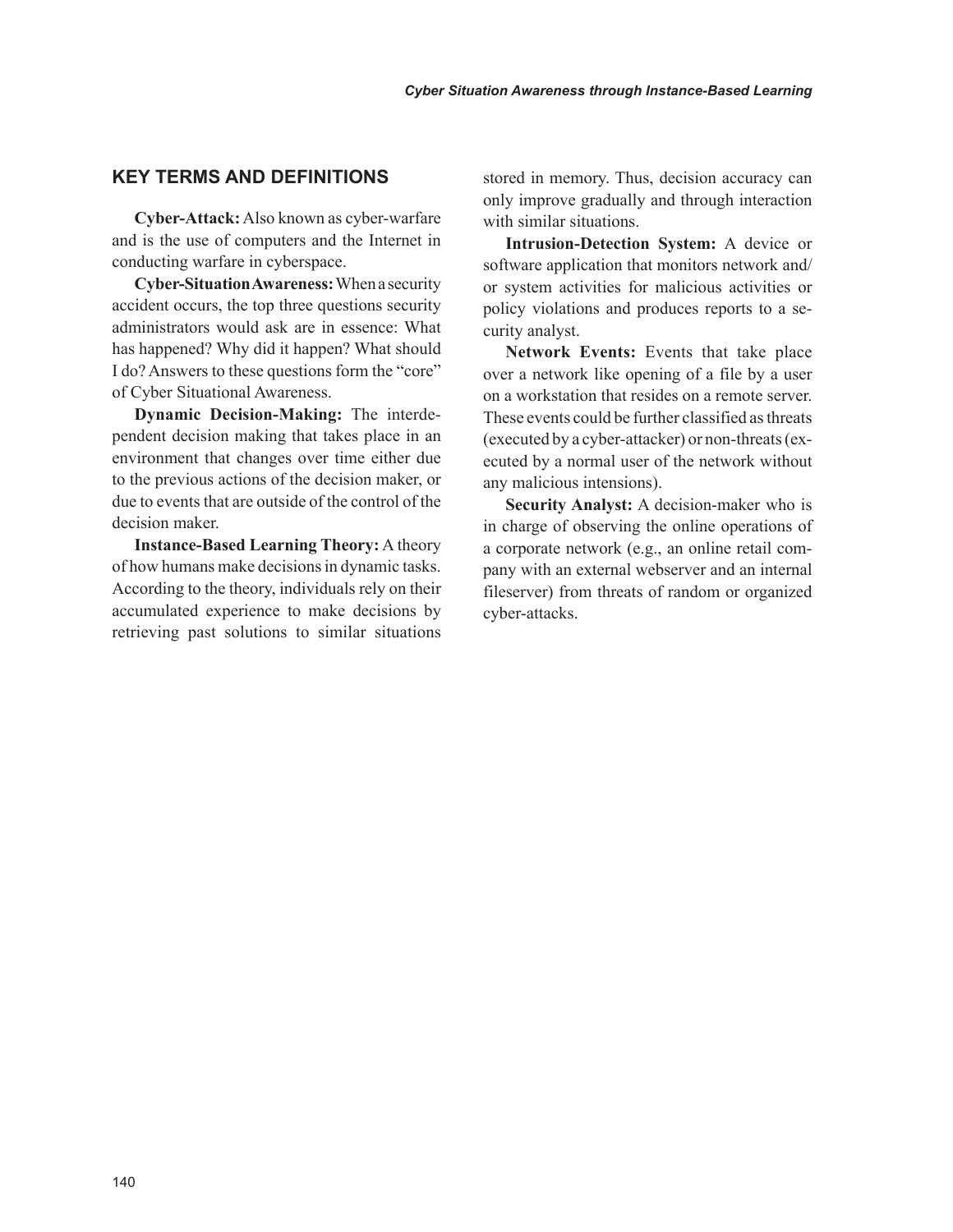## KEY TERMS AND DEFINITIONS

**Cyber-Attack:** Also known as cyber-warfare and is the use of computers and the Internet in conducting warfare in cyberspace.

**Cyber-Situation Awareness:** When a security accident occurs, the top three questions security administrators would ask are in essence: What has happened? Why did it happen? What should I do? Answers to these questions form the "core" of Cyber Situational Awareness.

**Dynamic Decision-Making:** The interdependent decision making that takes place in an environment that changes over time either due to the previous actions of the decision maker, or due to events that are outside of the control of the decision maker.

**Instance-Based Learning Theory:** A theory of how humans make decisions in dynamic tasks. According to the theory, individuals rely on their accumulated experience to make decisions by retrieving past solutions to similar situations stored in memory. Thus, decision accuracy can only improve gradually and through interaction with similar situations.

**Intrusion-Detection System:** A device or software application that monitors network and/or system activities for malicious activities or policy violations and produces reports to a security analyst.

**Network Events:** Events that take place over a network like opening of a file by a user on a workstation that resides on a remote server. These events could be further classified as threats (executed by a cyber-attacker) or non-threats (executed by a normal user of the network without any malicious intensions).

**Security Analyst:** A decision-maker who is in charge of observing the online operations of a corporate network (e.g., an online retail company with an external webserver and an internal fileserver) from threats of random or organized cyber-attacks.